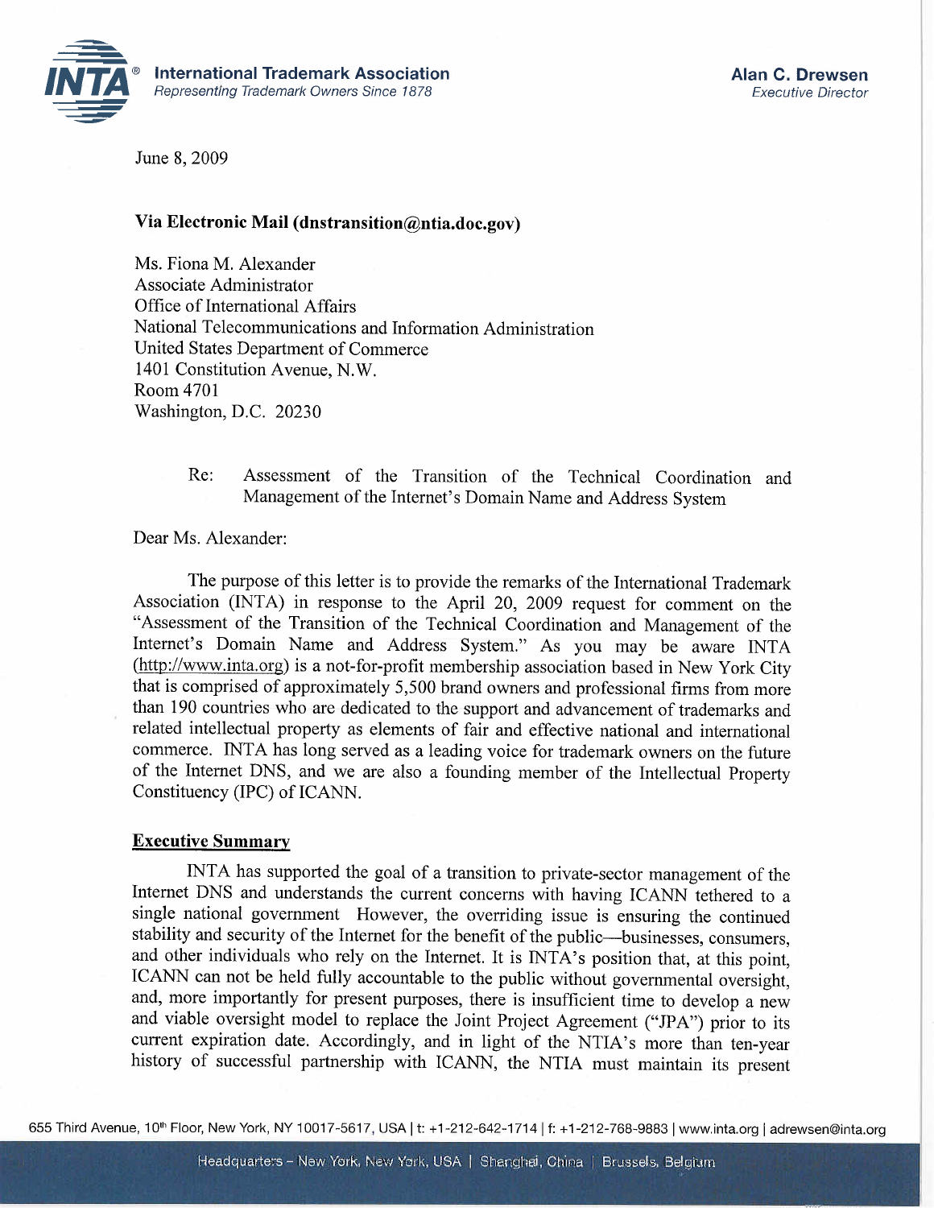**International Trademark Association**
*Representing Trademark Owners Since 1878*

**Alan C. Drewsen**
*Executive Director*

June 8, 2009

**Via Electronic Mail (dnstransition@ntia.doc.gov)**

Ms. Fiona M. Alexander
Associate Administrator
Office of International Affairs
National Telecommunications and Information Administration
United States Department of Commerce
1401 Constitution Avenue, N.W.
Room 4701
Washington, D.C. 20230

Re: Assessment of the Transition of the Technical Coordination and Management of the Internet's Domain Name and Address System

Dear Ms. Alexander:

The purpose of this letter is to provide the remarks of the International Trademark Association (INTA) in response to the April 20, 2009 request for comment on the "Assessment of the Transition of the Technical Coordination and Management of the Internet's Domain Name and Address System." As you may be aware INTA (http://www.inta.org) is a not-for-profit membership association based in New York City that is comprised of approximately 5,500 brand owners and professional firms from more than 190 countries who are dedicated to the support and advancement of trademarks and related intellectual property as elements of fair and effective national and international commerce. INTA has long served as a leading voice for trademark owners on the future of the Internet DNS, and we are also a founding member of the Intellectual Property Constituency (IPC) of ICANN.

**Executive Summary**

INTA has supported the goal of a transition to private-sector management of the Internet DNS and understands the current concerns with having ICANN tethered to a single national government However, the overriding issue is ensuring the continued stability and security of the Internet for the benefit of the public—businesses, consumers, and other individuals who rely on the Internet. It is INTA's position that, at this point, ICANN can not be held fully accountable to the public without governmental oversight, and, more importantly for present purposes, there is insufficient time to develop a new and viable oversight model to replace the Joint Project Agreement ("JPA") prior to its current expiration date. Accordingly, and in light of the NTIA's more than ten-year history of successful partnership with ICANN, the NTIA must maintain its present

655 Third Avenue, 10th Floor, New York, NY 10017-5617, USA | t: +1-212-642-1714 | f: +1-212-768-9883 | www.inta.org | adrewsen@inta.org

Headquarters – New York, New York, USA | Shanghai, China | Brussels, Belgium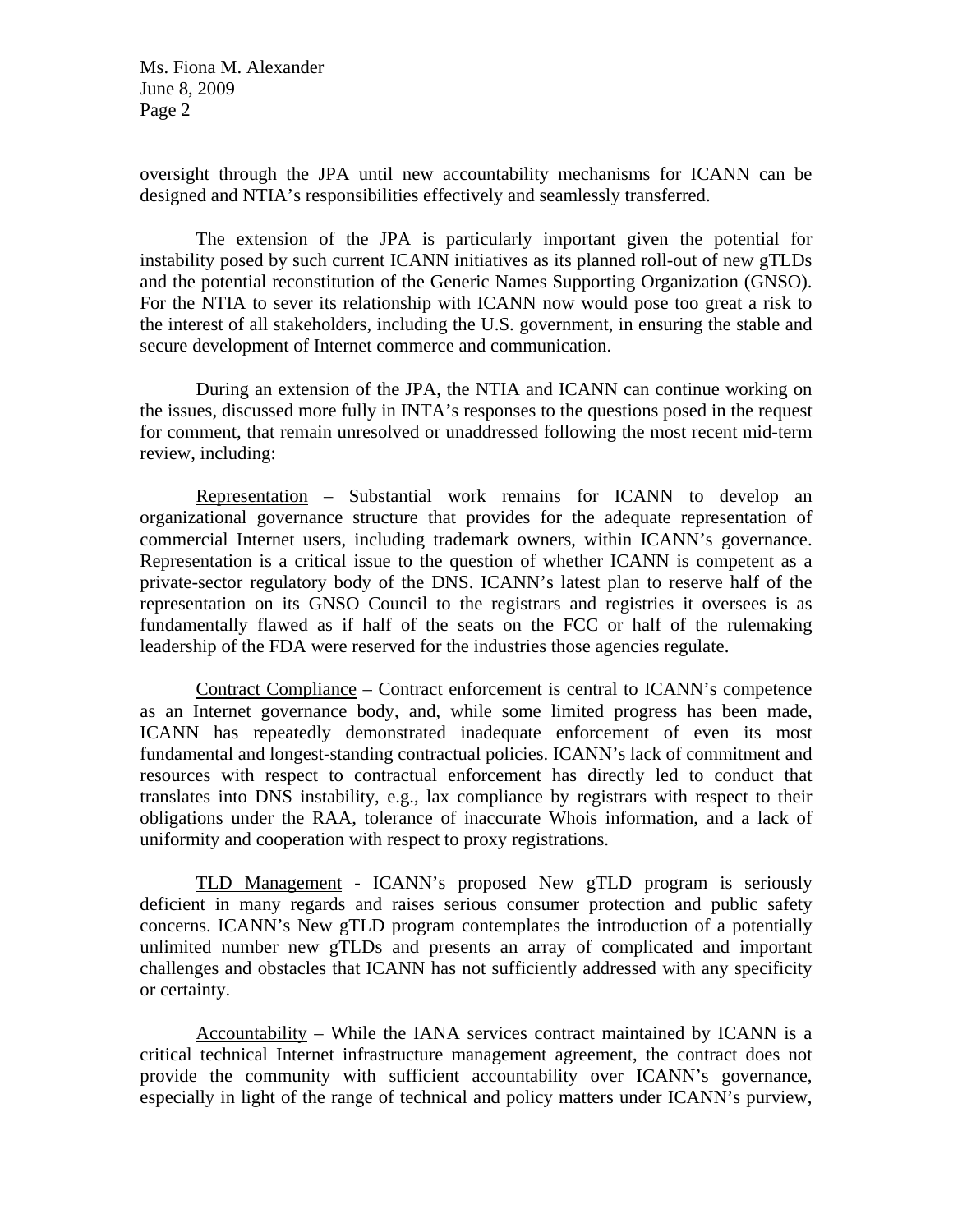oversight through the JPA until new accountability mechanisms for ICANN can be designed and NTIA's responsibilities effectively and seamlessly transferred.

The extension of the JPA is particularly important given the potential for instability posed by such current ICANN initiatives as its planned roll-out of new gTLDs and the potential reconstitution of the Generic Names Supporting Organization (GNSO). For the NTIA to sever its relationship with ICANN now would pose too great a risk to the interest of all stakeholders, including the U.S. government, in ensuring the stable and secure development of Internet commerce and communication.

During an extension of the JPA, the NTIA and ICANN can continue working on the issues, discussed more fully in INTA's responses to the questions posed in the request for comment, that remain unresolved or unaddressed following the most recent mid-term review, including:

Representation – Substantial work remains for ICANN to develop an organizational governance structure that provides for the adequate representation of commercial Internet users, including trademark owners, within ICANN's governance. Representation is a critical issue to the question of whether ICANN is competent as a private-sector regulatory body of the DNS. ICANN's latest plan to reserve half of the representation on its GNSO Council to the registrars and registries it oversees is as fundamentally flawed as if half of the seats on the FCC or half of the rulemaking leadership of the FDA were reserved for the industries those agencies regulate.

Contract Compliance – Contract enforcement is central to ICANN's competence as an Internet governance body, and, while some limited progress has been made, ICANN has repeatedly demonstrated inadequate enforcement of even its most fundamental and longest-standing contractual policies. ICANN's lack of commitment and resources with respect to contractual enforcement has directly led to conduct that translates into DNS instability, e.g., lax compliance by registrars with respect to their obligations under the RAA, tolerance of inaccurate Whois information, and a lack of uniformity and cooperation with respect to proxy registrations.

TLD Management - ICANN's proposed New gTLD program is seriously deficient in many regards and raises serious consumer protection and public safety concerns. ICANN's New gTLD program contemplates the introduction of a potentially unlimited number new gTLDs and presents an array of complicated and important challenges and obstacles that ICANN has not sufficiently addressed with any specificity or certainty.

Accountability – While the IANA services contract maintained by ICANN is a critical technical Internet infrastructure management agreement, the contract does not provide the community with sufficient accountability over ICANN's governance, especially in light of the range of technical and policy matters under ICANN's purview,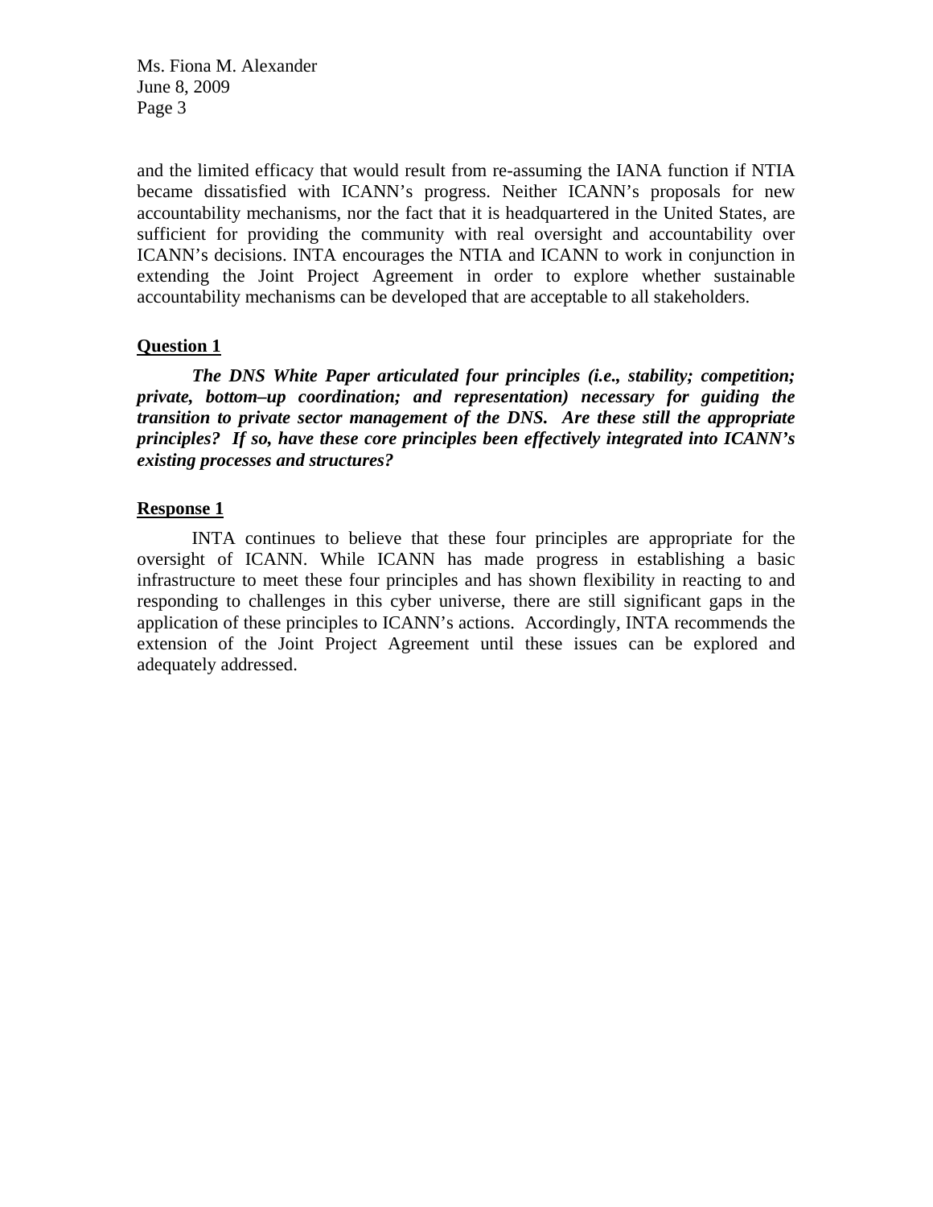and the limited efficacy that would result from re-assuming the IANA function if NTIA became dissatisfied with ICANN's progress. Neither ICANN's proposals for new accountability mechanisms, nor the fact that it is headquartered in the United States, are sufficient for providing the community with real oversight and accountability over ICANN's decisions. INTA encourages the NTIA and ICANN to work in conjunction in extending the Joint Project Agreement in order to explore whether sustainable accountability mechanisms can be developed that are acceptable to all stakeholders.

**Question 1**

***The DNS White Paper articulated four principles (i.e., stability; competition; private, bottom–up coordination; and representation) necessary for guiding the transition to private sector management of the DNS. Are these still the appropriate principles? If so, have these core principles been effectively integrated into ICANN's existing processes and structures?***

**Response 1**

INTA continues to believe that these four principles are appropriate for the oversight of ICANN. While ICANN has made progress in establishing a basic infrastructure to meet these four principles and has shown flexibility in reacting to and responding to challenges in this cyber universe, there are still significant gaps in the application of these principles to ICANN's actions. Accordingly, INTA recommends the extension of the Joint Project Agreement until these issues can be explored and adequately addressed.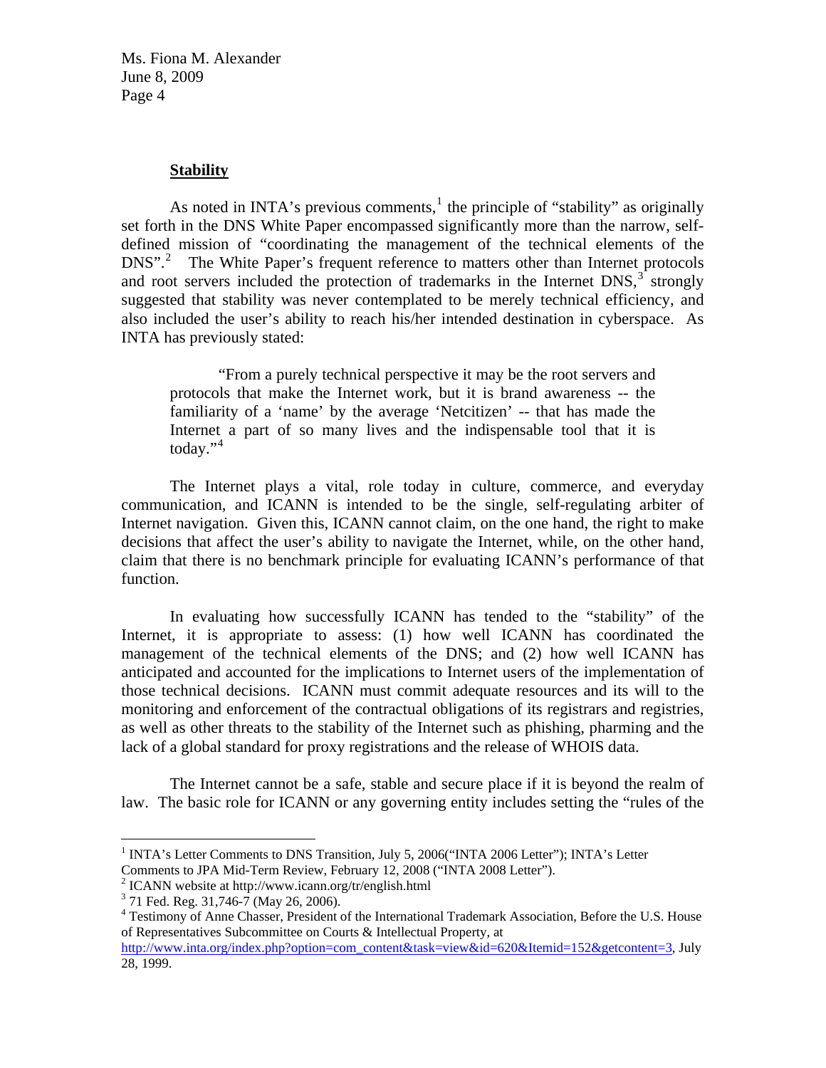**Stability**

As noted in INTA's previous comments,[1] the principle of "stability" as originally set forth in the DNS White Paper encompassed significantly more than the narrow, self-defined mission of "coordinating the management of the technical elements of the DNS".[2] The White Paper's frequent reference to matters other than Internet protocols and root servers included the protection of trademarks in the Internet DNS,[3] strongly suggested that stability was never contemplated to be merely technical efficiency, and also included the user's ability to reach his/her intended destination in cyberspace. As INTA has previously stated:

> "From a purely technical perspective it may be the root servers and protocols that make the Internet work, but it is brand awareness -- the familiarity of a 'name' by the average 'Netcitizen' -- that has made the Internet a part of so many lives and the indispensable tool that it is today."[4]

The Internet plays a vital, role today in culture, commerce, and everyday communication, and ICANN is intended to be the single, self-regulating arbiter of Internet navigation. Given this, ICANN cannot claim, on the one hand, the right to make decisions that affect the user's ability to navigate the Internet, while, on the other hand, claim that there is no benchmark principle for evaluating ICANN's performance of that function.

In evaluating how successfully ICANN has tended to the "stability" of the Internet, it is appropriate to assess: (1) how well ICANN has coordinated the management of the technical elements of the DNS; and (2) how well ICANN has anticipated and accounted for the implications to Internet users of the implementation of those technical decisions. ICANN must commit adequate resources and its will to the monitoring and enforcement of the contractual obligations of its registrars and registries, as well as other threats to the stability of the Internet such as phishing, pharming and the lack of a global standard for proxy registrations and the release of WHOIS data.

The Internet cannot be a safe, stable and secure place if it is beyond the realm of law. The basic role for ICANN or any governing entity includes setting the "rules of the

---

[1] INTA's Letter Comments to DNS Transition, July 5, 2006("INTA 2006 Letter"); INTA's Letter Comments to JPA Mid-Term Review, February 12, 2008 ("INTA 2008 Letter").

[2] ICANN website at http://www.icann.org/tr/english.html

[3] 71 Fed. Reg. 31,746-7 (May 26, 2006).

[4] Testimony of Anne Chasser, President of the International Trademark Association, Before the U.S. House of Representatives Subcommittee on Courts & Intellectual Property, at http://www.inta.org/index.php?option=com_content&task=view&id=620&Itemid=152&getcontent=3, July 28, 1999.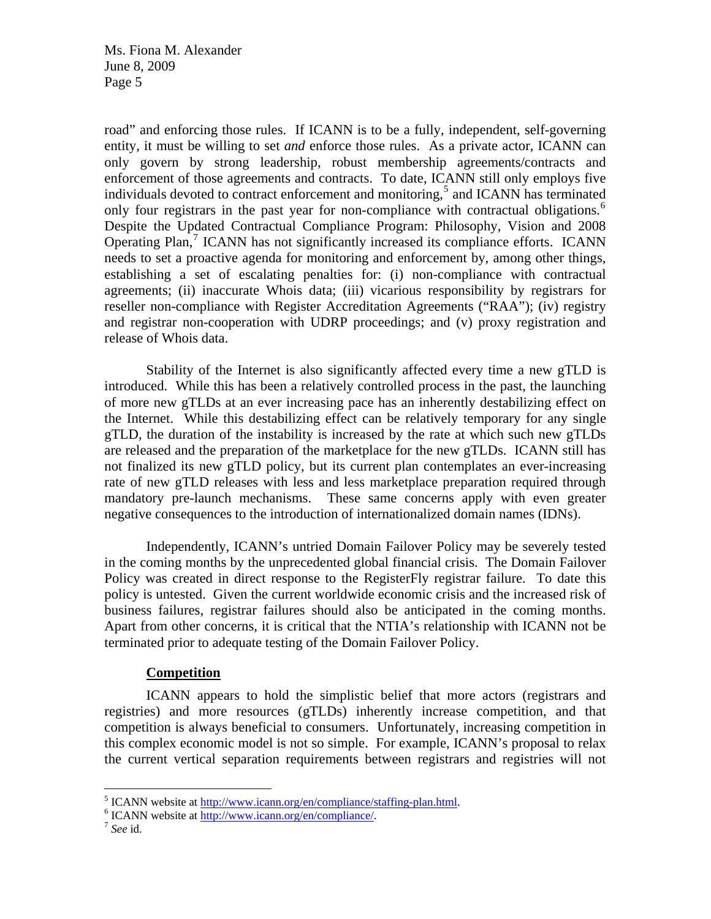road" and enforcing those rules. If ICANN is to be a fully, independent, self-governing entity, it must be willing to set *and* enforce those rules. As a private actor, ICANN can only govern by strong leadership, robust membership agreements/contracts and enforcement of those agreements and contracts. To date, ICANN still only employs five individuals devoted to contract enforcement and monitoring,[5] and ICANN has terminated only four registrars in the past year for non-compliance with contractual obligations.[6] Despite the Updated Contractual Compliance Program: Philosophy, Vision and 2008 Operating Plan,[7] ICANN has not significantly increased its compliance efforts. ICANN needs to set a proactive agenda for monitoring and enforcement by, among other things, establishing a set of escalating penalties for: (i) non-compliance with contractual agreements; (ii) inaccurate Whois data; (iii) vicarious responsibility by registrars for reseller non-compliance with Register Accreditation Agreements ("RAA"); (iv) registry and registrar non-cooperation with UDRP proceedings; and (v) proxy registration and release of Whois data.

Stability of the Internet is also significantly affected every time a new gTLD is introduced. While this has been a relatively controlled process in the past, the launching of more new gTLDs at an ever increasing pace has an inherently destabilizing effect on the Internet. While this destabilizing effect can be relatively temporary for any single gTLD, the duration of the instability is increased by the rate at which such new gTLDs are released and the preparation of the marketplace for the new gTLDs. ICANN still has not finalized its new gTLD policy, but its current plan contemplates an ever-increasing rate of new gTLD releases with less and less marketplace preparation required through mandatory pre-launch mechanisms. These same concerns apply with even greater negative consequences to the introduction of internationalized domain names (IDNs).

Independently, ICANN's untried Domain Failover Policy may be severely tested in the coming months by the unprecedented global financial crisis. The Domain Failover Policy was created in direct response to the RegisterFly registrar failure. To date this policy is untested. Given the current worldwide economic crisis and the increased risk of business failures, registrar failures should also be anticipated in the coming months. Apart from other concerns, it is critical that the NTIA's relationship with ICANN not be terminated prior to adequate testing of the Domain Failover Policy.

**Competition**

ICANN appears to hold the simplistic belief that more actors (registrars and registries) and more resources (gTLDs) inherently increase competition, and that competition is always beneficial to consumers. Unfortunately, increasing competition in this complex economic model is not so simple. For example, ICANN's proposal to relax the current vertical separation requirements between registrars and registries will not

---

[5] ICANN website at http://www.icann.org/en/compliance/staffing-plan.html.

[6] ICANN website at http://www.icann.org/en/compliance/.

[7] *See* id.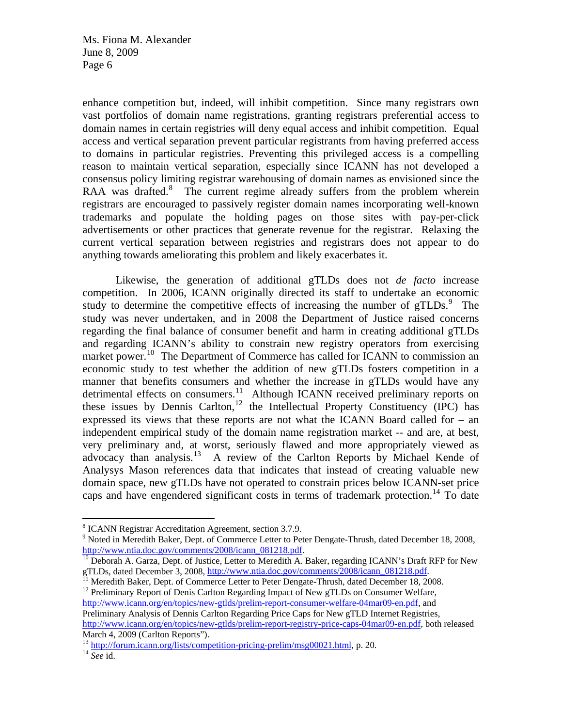enhance competition but, indeed, will inhibit competition. Since many registrars own vast portfolios of domain name registrations, granting registrars preferential access to domain names in certain registries will deny equal access and inhibit competition. Equal access and vertical separation prevent particular registrants from having preferred access to domains in particular registries. Preventing this privileged access is a compelling reason to maintain vertical separation, especially since ICANN has not developed a consensus policy limiting registrar warehousing of domain names as envisioned since the RAA was drafted.[8] The current regime already suffers from the problem wherein registrars are encouraged to passively register domain names incorporating well-known trademarks and populate the holding pages on those sites with pay-per-click advertisements or other practices that generate revenue for the registrar. Relaxing the current vertical separation between registries and registrars does not appear to do anything towards ameliorating this problem and likely exacerbates it.

Likewise, the generation of additional gTLDs does not *de facto* increase competition. In 2006, ICANN originally directed its staff to undertake an economic study to determine the competitive effects of increasing the number of gTLDs.[9] The study was never undertaken, and in 2008 the Department of Justice raised concerns regarding the final balance of consumer benefit and harm in creating additional gTLDs and regarding ICANN's ability to constrain new registry operators from exercising market power.[10] The Department of Commerce has called for ICANN to commission an economic study to test whether the addition of new gTLDs fosters competition in a manner that benefits consumers and whether the increase in gTLDs would have any detrimental effects on consumers.[11] Although ICANN received preliminary reports on these issues by Dennis Carlton,[12] the Intellectual Property Constituency (IPC) has expressed its views that these reports are not what the ICANN Board called for – an independent empirical study of the domain name registration market -- and are, at best, very preliminary and, at worst, seriously flawed and more appropriately viewed as advocacy than analysis.[13] A review of the Carlton Reports by Michael Kende of Analysys Mason references data that indicates that instead of creating valuable new domain space, new gTLDs have not operated to constrain prices below ICANN-set price caps and have engendered significant costs in terms of trademark protection.[14] To date

---

[8] ICANN Registrar Accreditation Agreement, section 3.7.9.

[9] Noted in Meredith Baker, Dept. of Commerce Letter to Peter Dengate-Thrush, dated December 18, 2008, http://www.ntia.doc.gov/comments/2008/icann_081218.pdf.

[10] Deborah A. Garza, Dept. of Justice, Letter to Meredith A. Baker, regarding ICANN's Draft RFP for New gTLDs, dated December 3, 2008, http://www.ntia.doc.gov/comments/2008/icann_081218.pdf.

[11] Meredith Baker, Dept. of Commerce Letter to Peter Dengate-Thrush, dated December 18, 2008.

[12] Preliminary Report of Denis Carlton Regarding Impact of New gTLDs on Consumer Welfare, http://www.icann.org/en/topics/new-gtlds/prelim-report-consumer-welfare-04mar09-en.pdf, and Preliminary Analysis of Dennis Carlton Regarding Price Caps for New gTLD Internet Registries, http://www.icann.org/en/topics/new-gtlds/prelim-report-registry-price-caps-04mar09-en.pdf, both released March 4, 2009 (Carlton Reports").

[13] http://forum.icann.org/lists/competition-pricing-prelim/msg00021.html, p. 20.

[14] *See* id.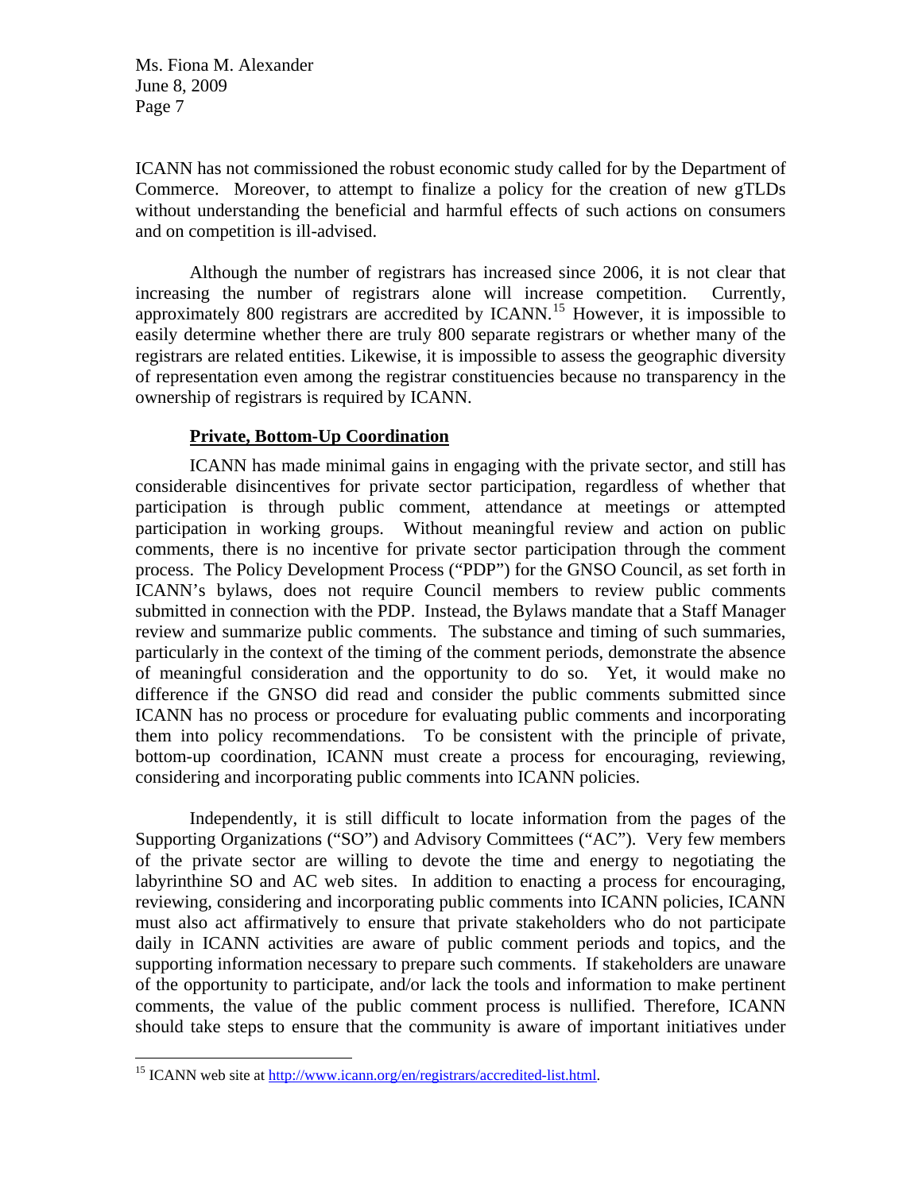ICANN has not commissioned the robust economic study called for by the Department of Commerce. Moreover, to attempt to finalize a policy for the creation of new gTLDs without understanding the beneficial and harmful effects of such actions on consumers and on competition is ill-advised.

Although the number of registrars has increased since 2006, it is not clear that increasing the number of registrars alone will increase competition. Currently, approximately 800 registrars are accredited by ICANN.[15] However, it is impossible to easily determine whether there are truly 800 separate registrars or whether many of the registrars are related entities. Likewise, it is impossible to assess the geographic diversity of representation even among the registrar constituencies because no transparency in the ownership of registrars is required by ICANN.

**Private, Bottom-Up Coordination**

ICANN has made minimal gains in engaging with the private sector, and still has considerable disincentives for private sector participation, regardless of whether that participation is through public comment, attendance at meetings or attempted participation in working groups. Without meaningful review and action on public comments, there is no incentive for private sector participation through the comment process. The Policy Development Process ("PDP") for the GNSO Council, as set forth in ICANN's bylaws, does not require Council members to review public comments submitted in connection with the PDP. Instead, the Bylaws mandate that a Staff Manager review and summarize public comments. The substance and timing of such summaries, particularly in the context of the timing of the comment periods, demonstrate the absence of meaningful consideration and the opportunity to do so. Yet, it would make no difference if the GNSO did read and consider the public comments submitted since ICANN has no process or procedure for evaluating public comments and incorporating them into policy recommendations. To be consistent with the principle of private, bottom-up coordination, ICANN must create a process for encouraging, reviewing, considering and incorporating public comments into ICANN policies.

Independently, it is still difficult to locate information from the pages of the Supporting Organizations ("SO") and Advisory Committees ("AC"). Very few members of the private sector are willing to devote the time and energy to negotiating the labyrinthine SO and AC web sites. In addition to enacting a process for encouraging, reviewing, considering and incorporating public comments into ICANN policies, ICANN must also act affirmatively to ensure that private stakeholders who do not participate daily in ICANN activities are aware of public comment periods and topics, and the supporting information necessary to prepare such comments. If stakeholders are unaware of the opportunity to participate, and/or lack the tools and information to make pertinent comments, the value of the public comment process is nullified. Therefore, ICANN should take steps to ensure that the community is aware of important initiatives under

---

[15] ICANN web site at http://www.icann.org/en/registrars/accredited-list.html.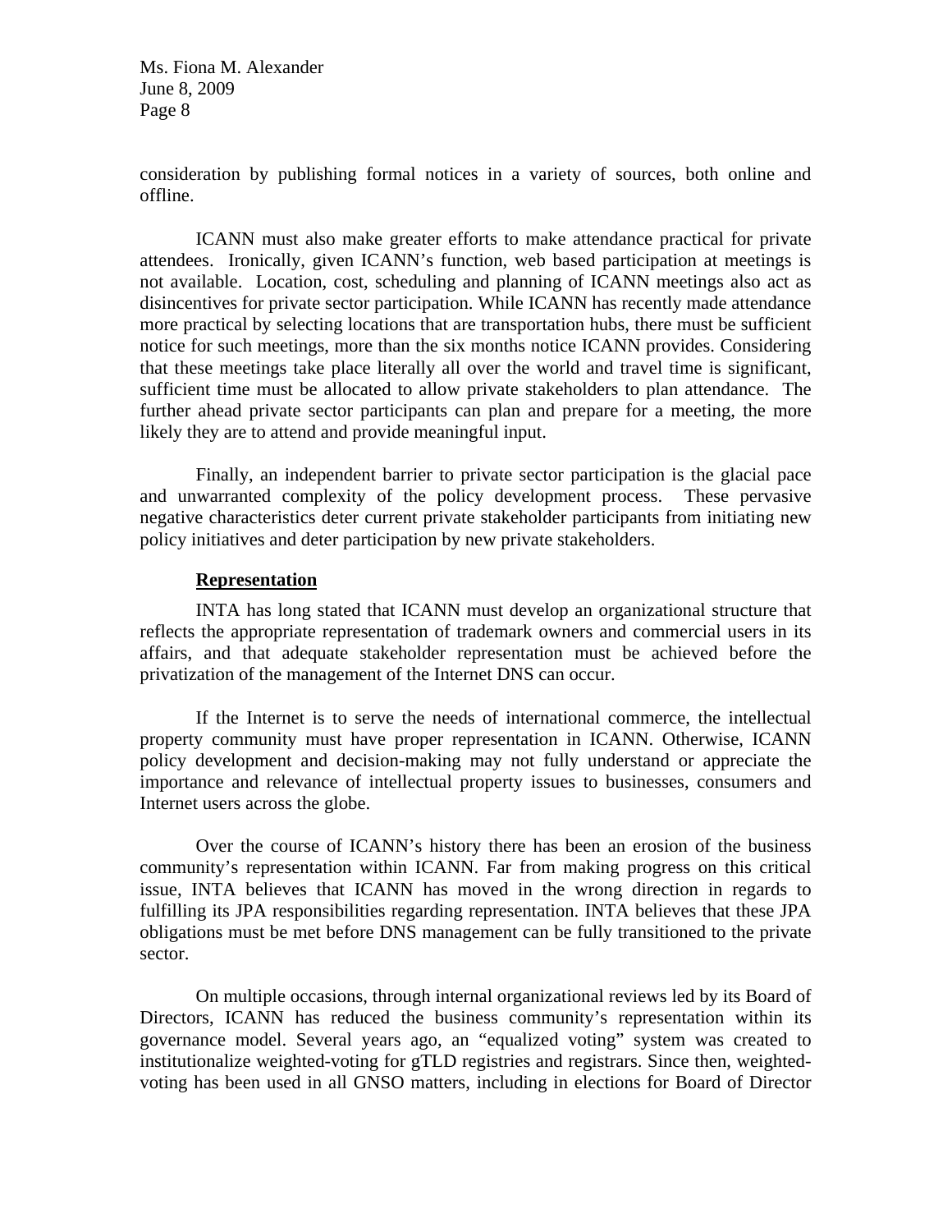consideration by publishing formal notices in a variety of sources, both online and offline.

ICANN must also make greater efforts to make attendance practical for private attendees. Ironically, given ICANN's function, web based participation at meetings is not available. Location, cost, scheduling and planning of ICANN meetings also act as disincentives for private sector participation. While ICANN has recently made attendance more practical by selecting locations that are transportation hubs, there must be sufficient notice for such meetings, more than the six months notice ICANN provides. Considering that these meetings take place literally all over the world and travel time is significant, sufficient time must be allocated to allow private stakeholders to plan attendance. The further ahead private sector participants can plan and prepare for a meeting, the more likely they are to attend and provide meaningful input.

Finally, an independent barrier to private sector participation is the glacial pace and unwarranted complexity of the policy development process. These pervasive negative characteristics deter current private stakeholder participants from initiating new policy initiatives and deter participation by new private stakeholders.

**Representation**

INTA has long stated that ICANN must develop an organizational structure that reflects the appropriate representation of trademark owners and commercial users in its affairs, and that adequate stakeholder representation must be achieved before the privatization of the management of the Internet DNS can occur.

If the Internet is to serve the needs of international commerce, the intellectual property community must have proper representation in ICANN. Otherwise, ICANN policy development and decision-making may not fully understand or appreciate the importance and relevance of intellectual property issues to businesses, consumers and Internet users across the globe.

Over the course of ICANN's history there has been an erosion of the business community's representation within ICANN. Far from making progress on this critical issue, INTA believes that ICANN has moved in the wrong direction in regards to fulfilling its JPA responsibilities regarding representation. INTA believes that these JPA obligations must be met before DNS management can be fully transitioned to the private sector.

On multiple occasions, through internal organizational reviews led by its Board of Directors, ICANN has reduced the business community's representation within its governance model. Several years ago, an "equalized voting" system was created to institutionalize weighted-voting for gTLD registries and registrars. Since then, weighted-voting has been used in all GNSO matters, including in elections for Board of Director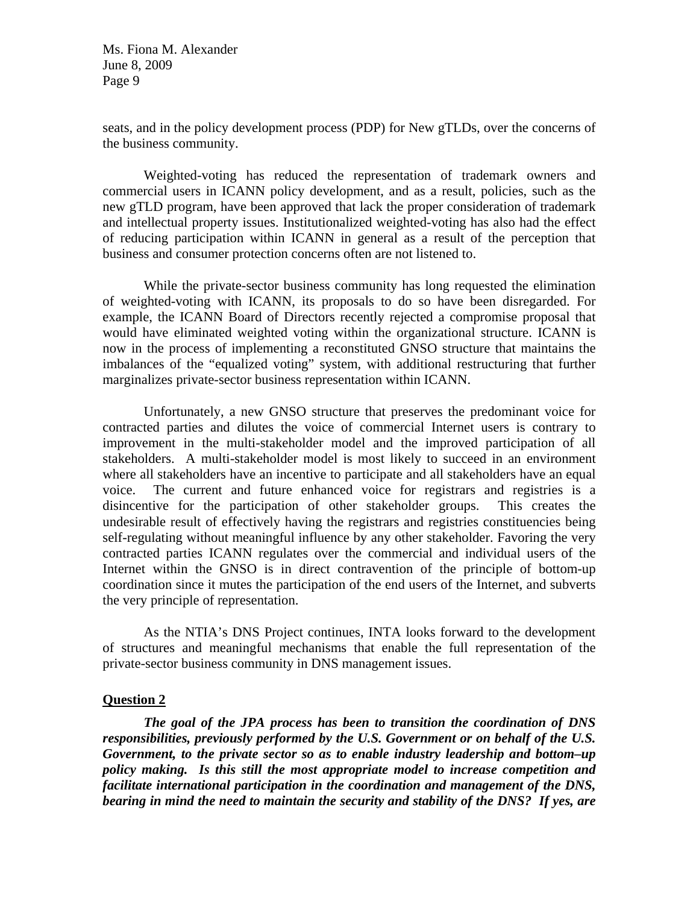seats, and in the policy development process (PDP) for New gTLDs, over the concerns of the business community.

Weighted-voting has reduced the representation of trademark owners and commercial users in ICANN policy development, and as a result, policies, such as the new gTLD program, have been approved that lack the proper consideration of trademark and intellectual property issues. Institutionalized weighted-voting has also had the effect of reducing participation within ICANN in general as a result of the perception that business and consumer protection concerns often are not listened to.

While the private-sector business community has long requested the elimination of weighted-voting with ICANN, its proposals to do so have been disregarded. For example, the ICANN Board of Directors recently rejected a compromise proposal that would have eliminated weighted voting within the organizational structure. ICANN is now in the process of implementing a reconstituted GNSO structure that maintains the imbalances of the "equalized voting" system, with additional restructuring that further marginalizes private-sector business representation within ICANN.

Unfortunately, a new GNSO structure that preserves the predominant voice for contracted parties and dilutes the voice of commercial Internet users is contrary to improvement in the multi-stakeholder model and the improved participation of all stakeholders. A multi-stakeholder model is most likely to succeed in an environment where all stakeholders have an incentive to participate and all stakeholders have an equal voice. The current and future enhanced voice for registrars and registries is a disincentive for the participation of other stakeholder groups. This creates the undesirable result of effectively having the registrars and registries constituencies being self-regulating without meaningful influence by any other stakeholder. Favoring the very contracted parties ICANN regulates over the commercial and individual users of the Internet within the GNSO is in direct contravention of the principle of bottom-up coordination since it mutes the participation of the end users of the Internet, and subverts the very principle of representation.

As the NTIA's DNS Project continues, INTA looks forward to the development of structures and meaningful mechanisms that enable the full representation of the private-sector business community in DNS management issues.

**Question 2**

***The goal of the JPA process has been to transition the coordination of DNS responsibilities, previously performed by the U.S. Government or on behalf of the U.S. Government, to the private sector so as to enable industry leadership and bottom–up policy making. Is this still the most appropriate model to increase competition and facilitate international participation in the coordination and management of the DNS, bearing in mind the need to maintain the security and stability of the DNS? If yes, are***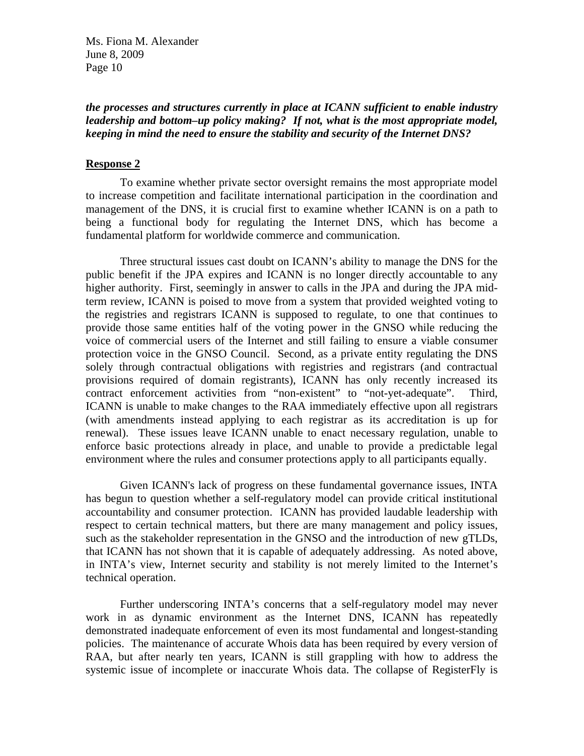***the processes and structures currently in place at ICANN sufficient to enable industry leadership and bottom–up policy making? If not, what is the most appropriate model, keeping in mind the need to ensure the stability and security of the Internet DNS?***

**Response 2**

To examine whether private sector oversight remains the most appropriate model to increase competition and facilitate international participation in the coordination and management of the DNS, it is crucial first to examine whether ICANN is on a path to being a functional body for regulating the Internet DNS, which has become a fundamental platform for worldwide commerce and communication.

Three structural issues cast doubt on ICANN's ability to manage the DNS for the public benefit if the JPA expires and ICANN is no longer directly accountable to any higher authority. First, seemingly in answer to calls in the JPA and during the JPA mid-term review, ICANN is poised to move from a system that provided weighted voting to the registries and registrars ICANN is supposed to regulate, to one that continues to provide those same entities half of the voting power in the GNSO while reducing the voice of commercial users of the Internet and still failing to ensure a viable consumer protection voice in the GNSO Council. Second, as a private entity regulating the DNS solely through contractual obligations with registries and registrars (and contractual provisions required of domain registrants), ICANN has only recently increased its contract enforcement activities from "non-existent" to "not-yet-adequate". Third, ICANN is unable to make changes to the RAA immediately effective upon all registrars (with amendments instead applying to each registrar as its accreditation is up for renewal). These issues leave ICANN unable to enact necessary regulation, unable to enforce basic protections already in place, and unable to provide a predictable legal environment where the rules and consumer protections apply to all participants equally.

Given ICANN's lack of progress on these fundamental governance issues, INTA has begun to question whether a self-regulatory model can provide critical institutional accountability and consumer protection. ICANN has provided laudable leadership with respect to certain technical matters, but there are many management and policy issues, such as the stakeholder representation in the GNSO and the introduction of new gTLDs, that ICANN has not shown that it is capable of adequately addressing. As noted above, in INTA's view, Internet security and stability is not merely limited to the Internet's technical operation.

Further underscoring INTA's concerns that a self-regulatory model may never work in as dynamic environment as the Internet DNS, ICANN has repeatedly demonstrated inadequate enforcement of even its most fundamental and longest-standing policies. The maintenance of accurate Whois data has been required by every version of RAA, but after nearly ten years, ICANN is still grappling with how to address the systemic issue of incomplete or inaccurate Whois data. The collapse of RegisterFly is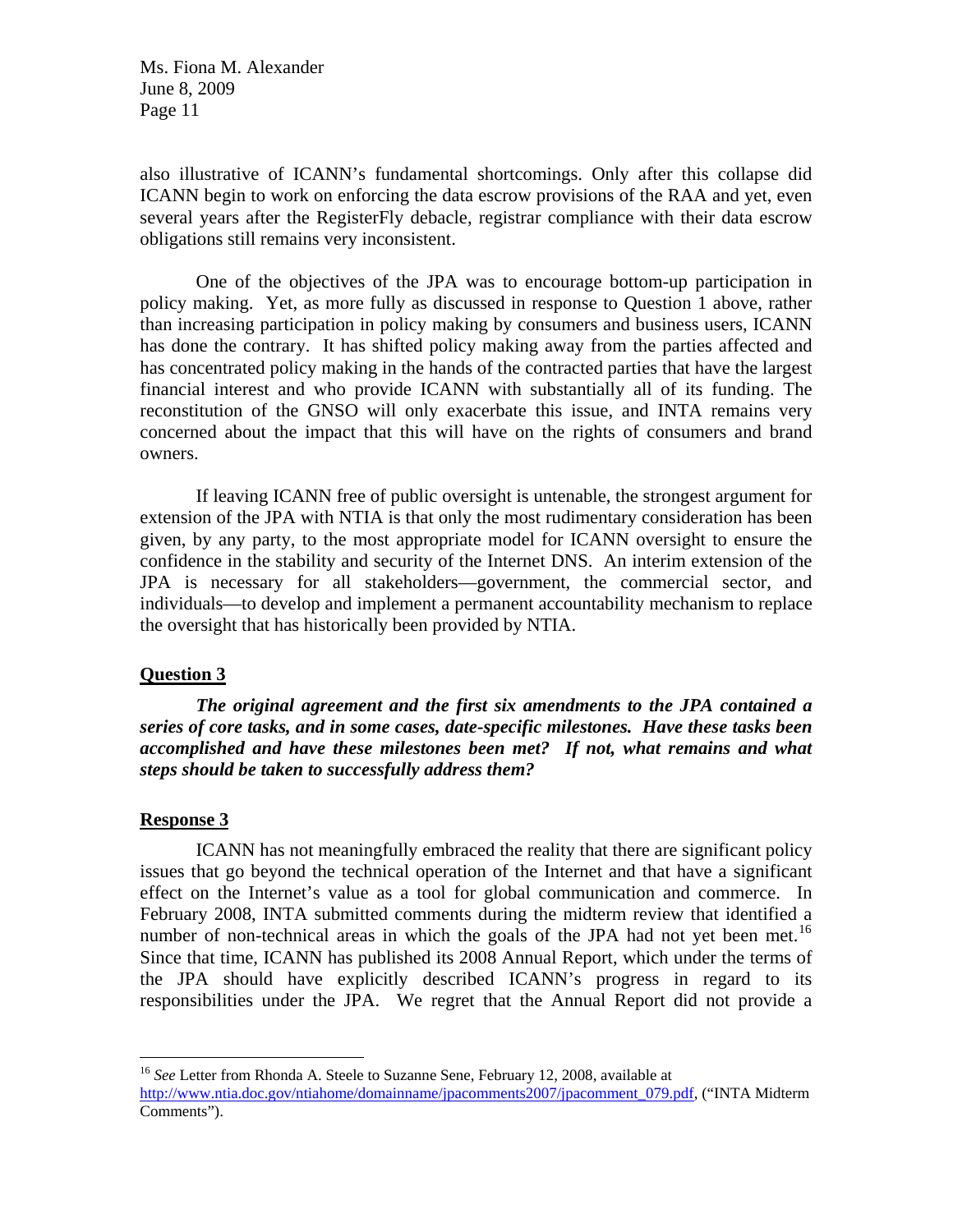also illustrative of ICANN's fundamental shortcomings. Only after this collapse did ICANN begin to work on enforcing the data escrow provisions of the RAA and yet, even several years after the RegisterFly debacle, registrar compliance with their data escrow obligations still remains very inconsistent.

One of the objectives of the JPA was to encourage bottom-up participation in policy making. Yet, as more fully as discussed in response to Question 1 above, rather than increasing participation in policy making by consumers and business users, ICANN has done the contrary. It has shifted policy making away from the parties affected and has concentrated policy making in the hands of the contracted parties that have the largest financial interest and who provide ICANN with substantially all of its funding. The reconstitution of the GNSO will only exacerbate this issue, and INTA remains very concerned about the impact that this will have on the rights of consumers and brand owners.

If leaving ICANN free of public oversight is untenable, the strongest argument for extension of the JPA with NTIA is that only the most rudimentary consideration has been given, by any party, to the most appropriate model for ICANN oversight to ensure the confidence in the stability and security of the Internet DNS. An interim extension of the JPA is necessary for all stakeholders—government, the commercial sector, and individuals—to develop and implement a permanent accountability mechanism to replace the oversight that has historically been provided by NTIA.

**Question 3**

***The original agreement and the first six amendments to the JPA contained a series of core tasks, and in some cases, date-specific milestones. Have these tasks been accomplished and have these milestones been met? If not, what remains and what steps should be taken to successfully address them?***

**Response 3**

ICANN has not meaningfully embraced the reality that there are significant policy issues that go beyond the technical operation of the Internet and that have a significant effect on the Internet's value as a tool for global communication and commerce. In February 2008, INTA submitted comments during the midterm review that identified a number of non-technical areas in which the goals of the JPA had not yet been met.[16] Since that time, ICANN has published its 2008 Annual Report, which under the terms of the JPA should have explicitly described ICANN's progress in regard to its responsibilities under the JPA. We regret that the Annual Report did not provide a

[16] *See* Letter from Rhonda A. Steele to Suzanne Sene, February 12, 2008, available at http://www.ntia.doc.gov/ntiahome/domainname/jpacomments2007/jpacomment_079.pdf, ("INTA Midterm Comments").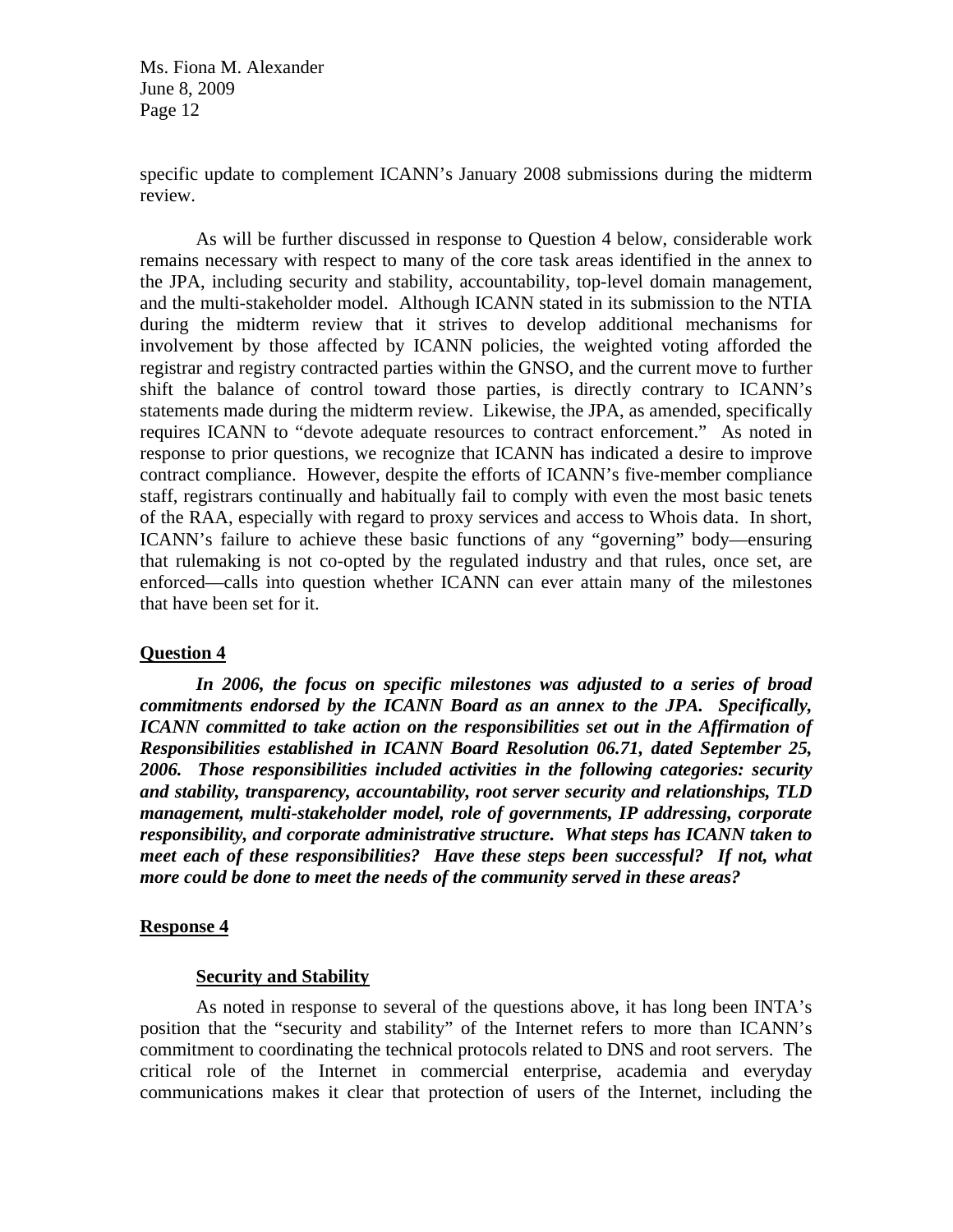specific update to complement ICANN's January 2008 submissions during the midterm review.

As will be further discussed in response to Question 4 below, considerable work remains necessary with respect to many of the core task areas identified in the annex to the JPA, including security and stability, accountability, top-level domain management, and the multi-stakeholder model. Although ICANN stated in its submission to the NTIA during the midterm review that it strives to develop additional mechanisms for involvement by those affected by ICANN policies, the weighted voting afforded the registrar and registry contracted parties within the GNSO, and the current move to further shift the balance of control toward those parties, is directly contrary to ICANN's statements made during the midterm review. Likewise, the JPA, as amended, specifically requires ICANN to "devote adequate resources to contract enforcement." As noted in response to prior questions, we recognize that ICANN has indicated a desire to improve contract compliance. However, despite the efforts of ICANN's five-member compliance staff, registrars continually and habitually fail to comply with even the most basic tenets of the RAA, especially with regard to proxy services and access to Whois data. In short, ICANN's failure to achieve these basic functions of any "governing" body—ensuring that rulemaking is not co-opted by the regulated industry and that rules, once set, are enforced—calls into question whether ICANN can ever attain many of the milestones that have been set for it.

## Question 4

***In 2006, the focus on specific milestones was adjusted to a series of broad commitments endorsed by the ICANN Board as an annex to the JPA. Specifically, ICANN committed to take action on the responsibilities set out in the Affirmation of Responsibilities established in ICANN Board Resolution 06.71, dated September 25, 2006. Those responsibilities included activities in the following categories: security and stability, transparency, accountability, root server security and relationships, TLD management, multi-stakeholder model, role of governments, IP addressing, corporate responsibility, and corporate administrative structure. What steps has ICANN taken to meet each of these responsibilities? Have these steps been successful? If not, what more could be done to meet the needs of the community served in these areas?***

## Response 4

### Security and Stability

As noted in response to several of the questions above, it has long been INTA's position that the "security and stability" of the Internet refers to more than ICANN's commitment to coordinating the technical protocols related to DNS and root servers. The critical role of the Internet in commercial enterprise, academia and everyday communications makes it clear that protection of users of the Internet, including the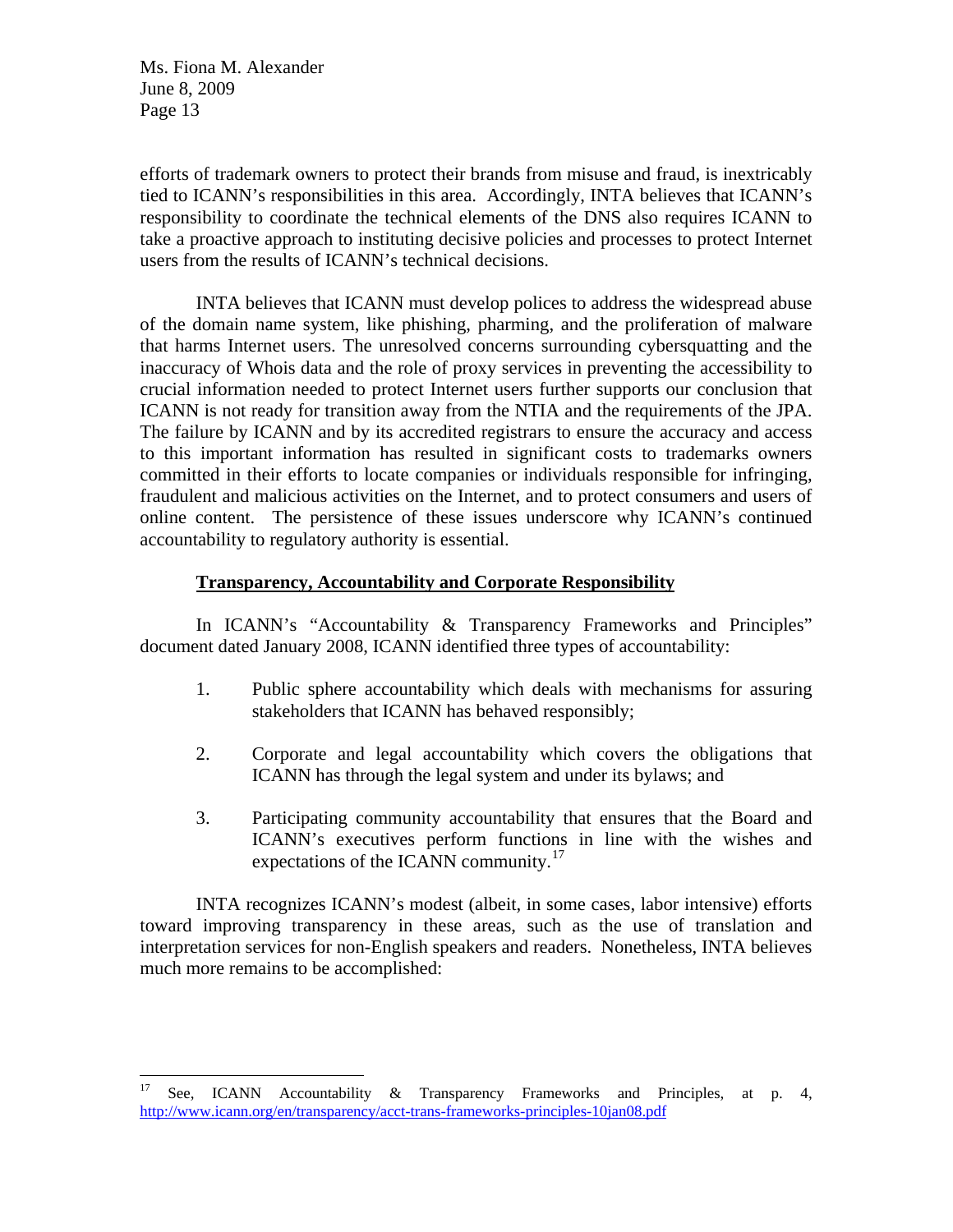efforts of trademark owners to protect their brands from misuse and fraud, is inextricably tied to ICANN's responsibilities in this area. Accordingly, INTA believes that ICANN's responsibility to coordinate the technical elements of the DNS also requires ICANN to take a proactive approach to instituting decisive policies and processes to protect Internet users from the results of ICANN's technical decisions.

INTA believes that ICANN must develop polices to address the widespread abuse of the domain name system, like phishing, pharming, and the proliferation of malware that harms Internet users. The unresolved concerns surrounding cybersquatting and the inaccuracy of Whois data and the role of proxy services in preventing the accessibility to crucial information needed to protect Internet users further supports our conclusion that ICANN is not ready for transition away from the NTIA and the requirements of the JPA. The failure by ICANN and by its accredited registrars to ensure the accuracy and access to this important information has resulted in significant costs to trademarks owners committed in their efforts to locate companies or individuals responsible for infringing, fraudulent and malicious activities on the Internet, and to protect consumers and users of online content. The persistence of these issues underscore why ICANN's continued accountability to regulatory authority is essential.

**Transparency, Accountability and Corporate Responsibility**

In ICANN's "Accountability & Transparency Frameworks and Principles" document dated January 2008, ICANN identified three types of accountability:

1. Public sphere accountability which deals with mechanisms for assuring stakeholders that ICANN has behaved responsibly;
2. Corporate and legal accountability which covers the obligations that ICANN has through the legal system and under its bylaws; and
3. Participating community accountability that ensures that the Board and ICANN's executives perform functions in line with the wishes and expectations of the ICANN community.[17]

INTA recognizes ICANN's modest (albeit, in some cases, labor intensive) efforts toward improving transparency in these areas, such as the use of translation and interpretation services for non-English speakers and readers. Nonetheless, INTA believes much more remains to be accomplished:

---

[17] See, ICANN Accountability & Transparency Frameworks and Principles, at p. 4, http://www.icann.org/en/transparency/acct-trans-frameworks-principles-10jan08.pdf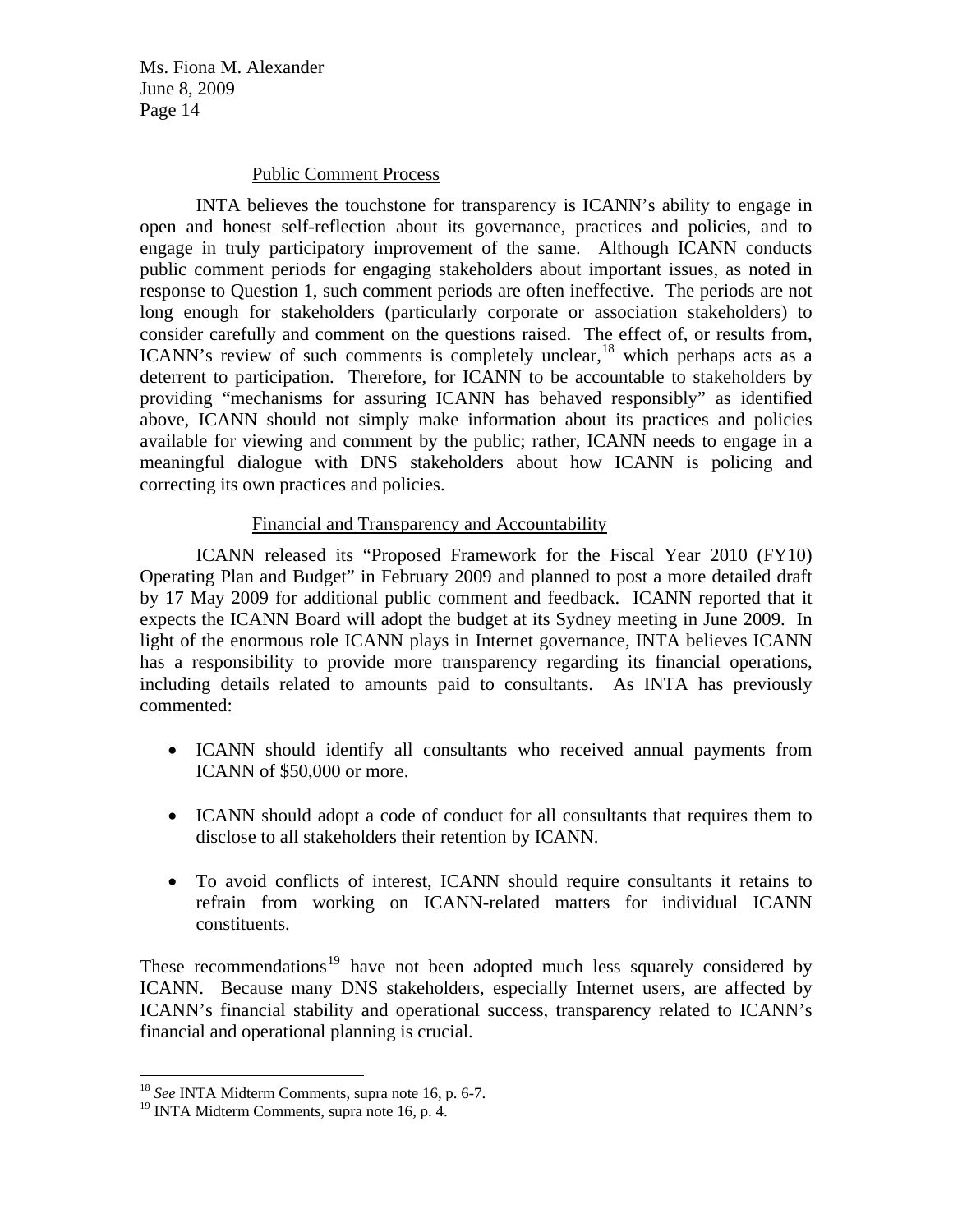Public Comment Process

INTA believes the touchstone for transparency is ICANN's ability to engage in open and honest self-reflection about its governance, practices and policies, and to engage in truly participatory improvement of the same. Although ICANN conducts public comment periods for engaging stakeholders about important issues, as noted in response to Question 1, such comment periods are often ineffective. The periods are not long enough for stakeholders (particularly corporate or association stakeholders) to consider carefully and comment on the questions raised. The effect of, or results from, ICANN's review of such comments is completely unclear,[18] which perhaps acts as a deterrent to participation. Therefore, for ICANN to be accountable to stakeholders by providing "mechanisms for assuring ICANN has behaved responsibly" as identified above, ICANN should not simply make information about its practices and policies available for viewing and comment by the public; rather, ICANN needs to engage in a meaningful dialogue with DNS stakeholders about how ICANN is policing and correcting its own practices and policies.

Financial and Transparency and Accountability

ICANN released its "Proposed Framework for the Fiscal Year 2010 (FY10) Operating Plan and Budget" in February 2009 and planned to post a more detailed draft by 17 May 2009 for additional public comment and feedback. ICANN reported that it expects the ICANN Board will adopt the budget at its Sydney meeting in June 2009. In light of the enormous role ICANN plays in Internet governance, INTA believes ICANN has a responsibility to provide more transparency regarding its financial operations, including details related to amounts paid to consultants. As INTA has previously commented:

- ICANN should identify all consultants who received annual payments from ICANN of $50,000 or more.
- ICANN should adopt a code of conduct for all consultants that requires them to disclose to all stakeholders their retention by ICANN.
- To avoid conflicts of interest, ICANN should require consultants it retains to refrain from working on ICANN-related matters for individual ICANN constituents.

These recommendations[19] have not been adopted much less squarely considered by ICANN. Because many DNS stakeholders, especially Internet users, are affected by ICANN's financial stability and operational success, transparency related to ICANN's financial and operational planning is crucial.

---

[18] *See* INTA Midterm Comments, supra note 16, p. 6-7.

[19] INTA Midterm Comments, supra note 16, p. 4.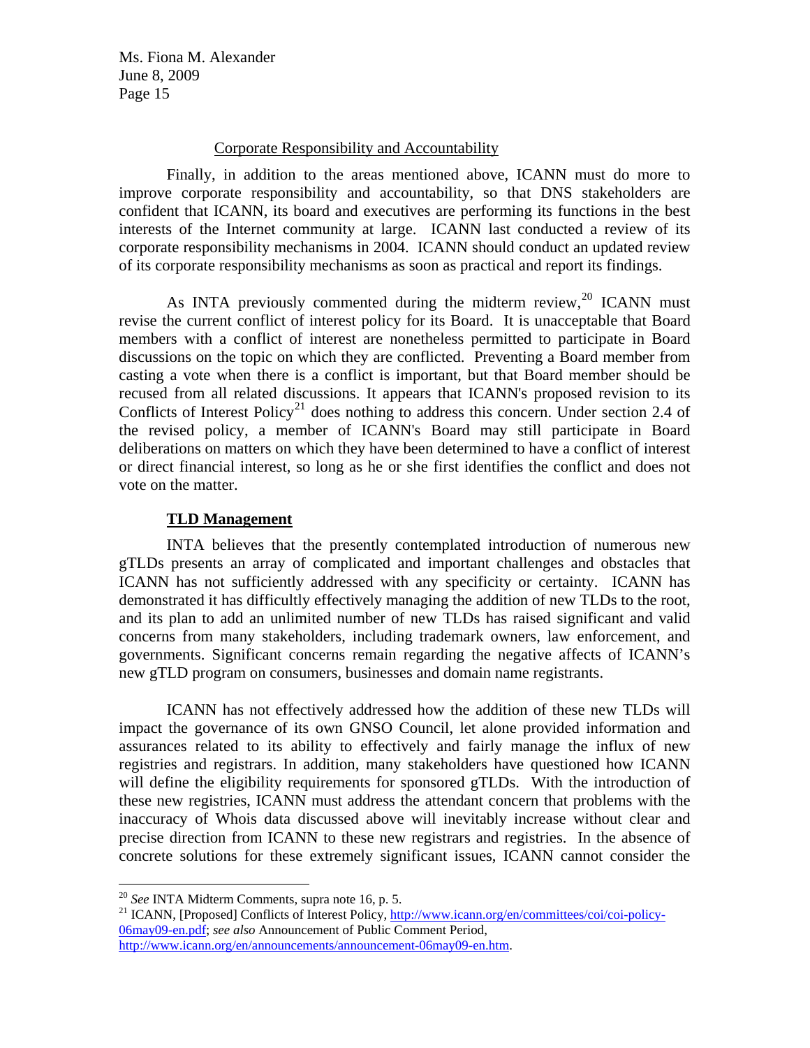Corporate Responsibility and Accountability

Finally, in addition to the areas mentioned above, ICANN must do more to improve corporate responsibility and accountability, so that DNS stakeholders are confident that ICANN, its board and executives are performing its functions in the best interests of the Internet community at large. ICANN last conducted a review of its corporate responsibility mechanisms in 2004. ICANN should conduct an updated review of its corporate responsibility mechanisms as soon as practical and report its findings.

As INTA previously commented during the midterm review,[20] ICANN must revise the current conflict of interest policy for its Board. It is unacceptable that Board members with a conflict of interest are nonetheless permitted to participate in Board discussions on the topic on which they are conflicted. Preventing a Board member from casting a vote when there is a conflict is important, but that Board member should be recused from all related discussions. It appears that ICANN's proposed revision to its Conflicts of Interest Policy[21] does nothing to address this concern. Under section 2.4 of the revised policy, a member of ICANN's Board may still participate in Board deliberations on matters on which they have been determined to have a conflict of interest or direct financial interest, so long as he or she first identifies the conflict and does not vote on the matter.

**TLD Management**

INTA believes that the presently contemplated introduction of numerous new gTLDs presents an array of complicated and important challenges and obstacles that ICANN has not sufficiently addressed with any specificity or certainty. ICANN has demonstrated it has difficultly effectively managing the addition of new TLDs to the root, and its plan to add an unlimited number of new TLDs has raised significant and valid concerns from many stakeholders, including trademark owners, law enforcement, and governments. Significant concerns remain regarding the negative affects of ICANN's new gTLD program on consumers, businesses and domain name registrants.

ICANN has not effectively addressed how the addition of these new TLDs will impact the governance of its own GNSO Council, let alone provided information and assurances related to its ability to effectively and fairly manage the influx of new registries and registrars. In addition, many stakeholders have questioned how ICANN will define the eligibility requirements for sponsored gTLDs. With the introduction of these new registries, ICANN must address the attendant concern that problems with the inaccuracy of Whois data discussed above will inevitably increase without clear and precise direction from ICANN to these new registrars and registries. In the absence of concrete solutions for these extremely significant issues, ICANN cannot consider the

---

[20] *See* INTA Midterm Comments, supra note 16, p. 5.

[21] ICANN, [Proposed] Conflicts of Interest Policy, http://www.icann.org/en/committees/coi/coi-policy-06may09-en.pdf; *see also* Announcement of Public Comment Period, http://www.icann.org/en/announcements/announcement-06may09-en.htm.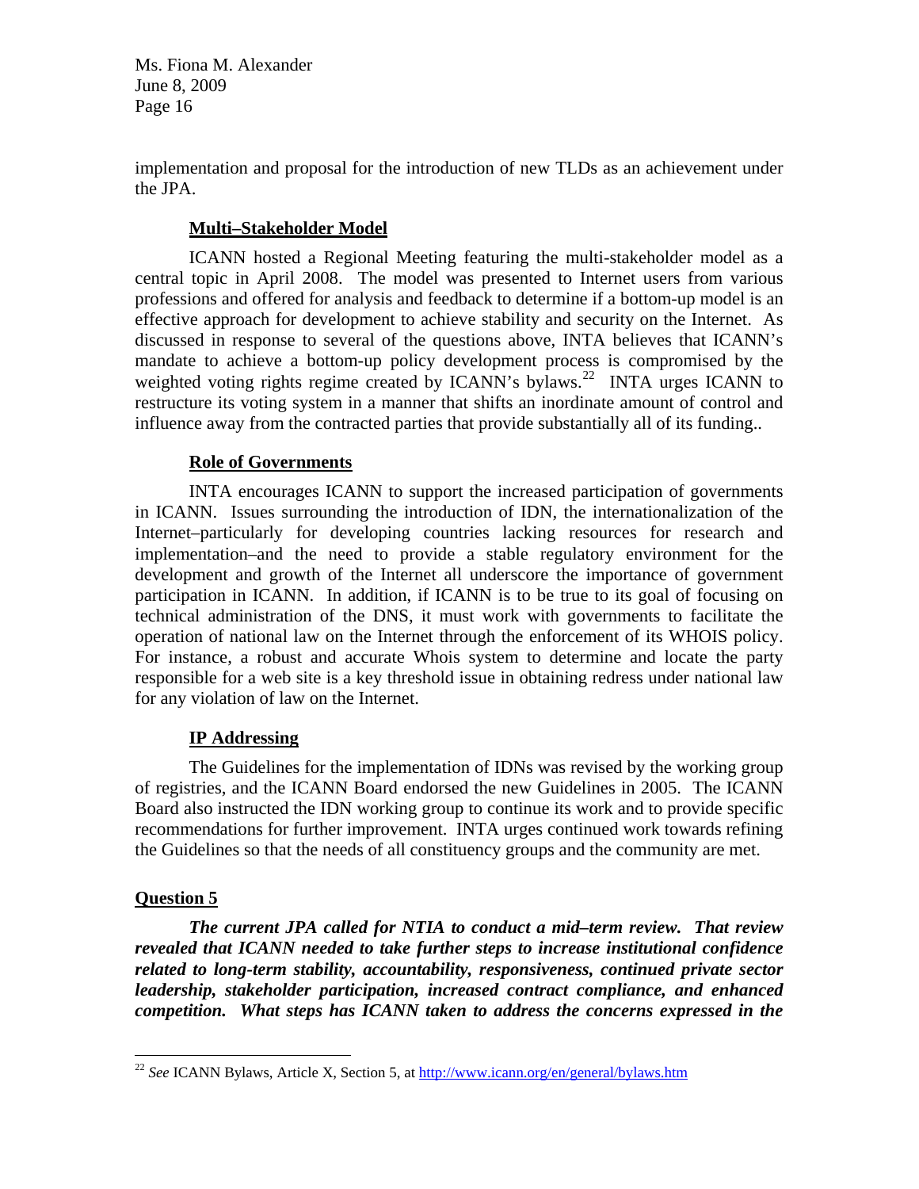implementation and proposal for the introduction of new TLDs as an achievement under the JPA.

**Multi–Stakeholder Model**

ICANN hosted a Regional Meeting featuring the multi-stakeholder model as a central topic in April 2008. The model was presented to Internet users from various professions and offered for analysis and feedback to determine if a bottom-up model is an effective approach for development to achieve stability and security on the Internet. As discussed in response to several of the questions above, INTA believes that ICANN's mandate to achieve a bottom-up policy development process is compromised by the weighted voting rights regime created by ICANN's bylaws.[22] INTA urges ICANN to restructure its voting system in a manner that shifts an inordinate amount of control and influence away from the contracted parties that provide substantially all of its funding..

**Role of Governments**

INTA encourages ICANN to support the increased participation of governments in ICANN. Issues surrounding the introduction of IDN, the internationalization of the Internet–particularly for developing countries lacking resources for research and implementation–and the need to provide a stable regulatory environment for the development and growth of the Internet all underscore the importance of government participation in ICANN. In addition, if ICANN is to be true to its goal of focusing on technical administration of the DNS, it must work with governments to facilitate the operation of national law on the Internet through the enforcement of its WHOIS policy. For instance, a robust and accurate Whois system to determine and locate the party responsible for a web site is a key threshold issue in obtaining redress under national law for any violation of law on the Internet.

**IP Addressing**

The Guidelines for the implementation of IDNs was revised by the working group of registries, and the ICANN Board endorsed the new Guidelines in 2005. The ICANN Board also instructed the IDN working group to continue its work and to provide specific recommendations for further improvement. INTA urges continued work towards refining the Guidelines so that the needs of all constituency groups and the community are met.

**Question 5**

***The current JPA called for NTIA to conduct a mid–term review. That review revealed that ICANN needed to take further steps to increase institutional confidence related to long-term stability, accountability, responsiveness, continued private sector leadership, stakeholder participation, increased contract compliance, and enhanced competition. What steps has ICANN taken to address the concerns expressed in the***

---

[22] *See* ICANN Bylaws, Article X, Section 5, at http://www.icann.org/en/general/bylaws.htm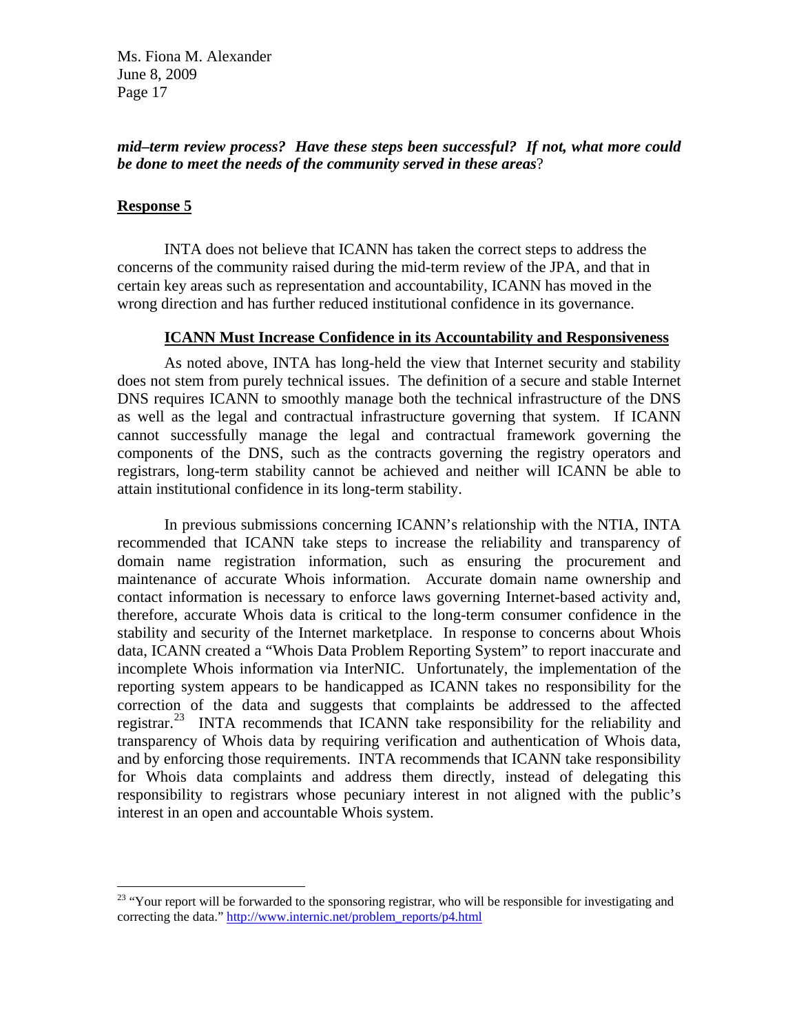***mid–term review process? Have these steps been successful? If not, what more could be done to meet the needs of the community served in these areas***?

**Response 5**

INTA does not believe that ICANN has taken the correct steps to address the concerns of the community raised during the mid-term review of the JPA, and that in certain key areas such as representation and accountability, ICANN has moved in the wrong direction and has further reduced institutional confidence in its governance.

**ICANN Must Increase Confidence in its Accountability and Responsiveness**

As noted above, INTA has long-held the view that Internet security and stability does not stem from purely technical issues. The definition of a secure and stable Internet DNS requires ICANN to smoothly manage both the technical infrastructure of the DNS as well as the legal and contractual infrastructure governing that system. If ICANN cannot successfully manage the legal and contractual framework governing the components of the DNS, such as the contracts governing the registry operators and registrars, long-term stability cannot be achieved and neither will ICANN be able to attain institutional confidence in its long-term stability.

In previous submissions concerning ICANN's relationship with the NTIA, INTA recommended that ICANN take steps to increase the reliability and transparency of domain name registration information, such as ensuring the procurement and maintenance of accurate Whois information. Accurate domain name ownership and contact information is necessary to enforce laws governing Internet-based activity and, therefore, accurate Whois data is critical to the long-term consumer confidence in the stability and security of the Internet marketplace. In response to concerns about Whois data, ICANN created a "Whois Data Problem Reporting System" to report inaccurate and incomplete Whois information via InterNIC. Unfortunately, the implementation of the reporting system appears to be handicapped as ICANN takes no responsibility for the correction of the data and suggests that complaints be addressed to the affected registrar.[23] INTA recommends that ICANN take responsibility for the reliability and transparency of Whois data by requiring verification and authentication of Whois data, and by enforcing those requirements. INTA recommends that ICANN take responsibility for Whois data complaints and address them directly, instead of delegating this responsibility to registrars whose pecuniary interest in not aligned with the public's interest in an open and accountable Whois system.

---

[23] "Your report will be forwarded to the sponsoring registrar, who will be responsible for investigating and correcting the data." http://www.internic.net/problem_reports/p4.html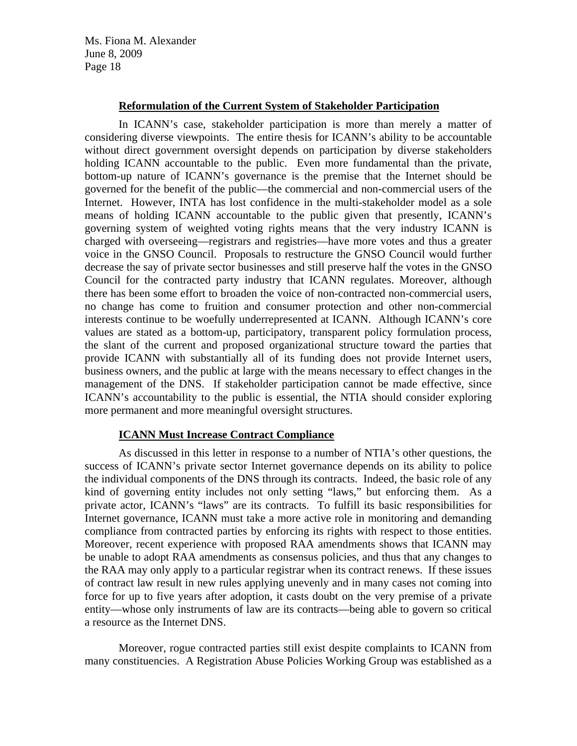## Reformulation of the Current System of Stakeholder Participation

In ICANN's case, stakeholder participation is more than merely a matter of considering diverse viewpoints. The entire thesis for ICANN's ability to be accountable without direct government oversight depends on participation by diverse stakeholders holding ICANN accountable to the public. Even more fundamental than the private, bottom-up nature of ICANN's governance is the premise that the Internet should be governed for the benefit of the public—the commercial and non-commercial users of the Internet. However, INTA has lost confidence in the multi-stakeholder model as a sole means of holding ICANN accountable to the public given that presently, ICANN's governing system of weighted voting rights means that the very industry ICANN is charged with overseeing—registrars and registries—have more votes and thus a greater voice in the GNSO Council. Proposals to restructure the GNSO Council would further decrease the say of private sector businesses and still preserve half the votes in the GNSO Council for the contracted party industry that ICANN regulates. Moreover, although there has been some effort to broaden the voice of non-contracted non-commercial users, no change has come to fruition and consumer protection and other non-commercial interests continue to be woefully underrepresented at ICANN. Although ICANN's core values are stated as a bottom-up, participatory, transparent policy formulation process, the slant of the current and proposed organizational structure toward the parties that provide ICANN with substantially all of its funding does not provide Internet users, business owners, and the public at large with the means necessary to effect changes in the management of the DNS. If stakeholder participation cannot be made effective, since ICANN's accountability to the public is essential, the NTIA should consider exploring more permanent and more meaningful oversight structures.

## ICANN Must Increase Contract Compliance

As discussed in this letter in response to a number of NTIA's other questions, the success of ICANN's private sector Internet governance depends on its ability to police the individual components of the DNS through its contracts. Indeed, the basic role of any kind of governing entity includes not only setting "laws," but enforcing them. As a private actor, ICANN's "laws" are its contracts. To fulfill its basic responsibilities for Internet governance, ICANN must take a more active role in monitoring and demanding compliance from contracted parties by enforcing its rights with respect to those entities. Moreover, recent experience with proposed RAA amendments shows that ICANN may be unable to adopt RAA amendments as consensus policies, and thus that any changes to the RAA may only apply to a particular registrar when its contract renews. If these issues of contract law result in new rules applying unevenly and in many cases not coming into force for up to five years after adoption, it casts doubt on the very premise of a private entity—whose only instruments of law are its contracts—being able to govern so critical a resource as the Internet DNS.

Moreover, rogue contracted parties still exist despite complaints to ICANN from many constituencies. A Registration Abuse Policies Working Group was established as a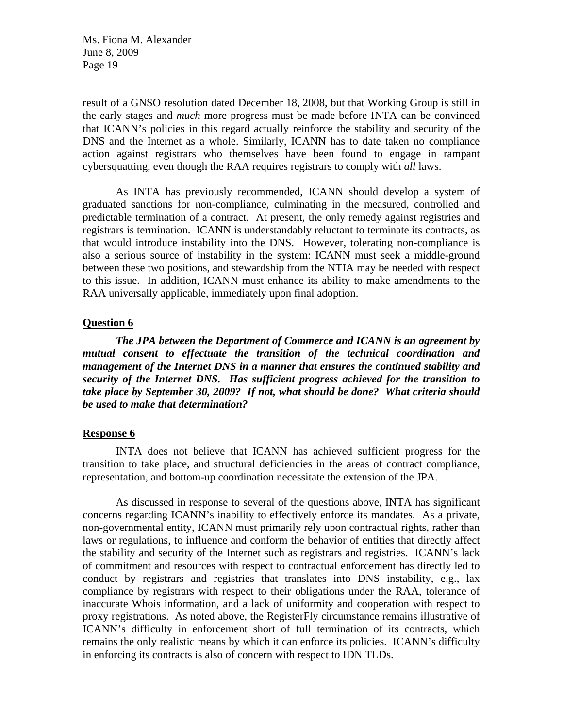result of a GNSO resolution dated December 18, 2008, but that Working Group is still in the early stages and *much* more progress must be made before INTA can be convinced that ICANN's policies in this regard actually reinforce the stability and security of the DNS and the Internet as a whole. Similarly, ICANN has to date taken no compliance action against registrars who themselves have been found to engage in rampant cybersquatting, even though the RAA requires registrars to comply with *all* laws.

As INTA has previously recommended, ICANN should develop a system of graduated sanctions for non-compliance, culminating in the measured, controlled and predictable termination of a contract. At present, the only remedy against registries and registrars is termination. ICANN is understandably reluctant to terminate its contracts, as that would introduce instability into the DNS. However, tolerating non-compliance is also a serious source of instability in the system: ICANN must seek a middle-ground between these two positions, and stewardship from the NTIA may be needed with respect to this issue. In addition, ICANN must enhance its ability to make amendments to the RAA universally applicable, immediately upon final adoption.

**Question 6**

***The JPA between the Department of Commerce and ICANN is an agreement by mutual consent to effectuate the transition of the technical coordination and management of the Internet DNS in a manner that ensures the continued stability and security of the Internet DNS. Has sufficient progress achieved for the transition to take place by September 30, 2009? If not, what should be done? What criteria should be used to make that determination?***

**Response 6**

INTA does not believe that ICANN has achieved sufficient progress for the transition to take place, and structural deficiencies in the areas of contract compliance, representation, and bottom-up coordination necessitate the extension of the JPA.

As discussed in response to several of the questions above, INTA has significant concerns regarding ICANN's inability to effectively enforce its mandates. As a private, non-governmental entity, ICANN must primarily rely upon contractual rights, rather than laws or regulations, to influence and conform the behavior of entities that directly affect the stability and security of the Internet such as registrars and registries. ICANN's lack of commitment and resources with respect to contractual enforcement has directly led to conduct by registrars and registries that translates into DNS instability, e.g., lax compliance by registrars with respect to their obligations under the RAA, tolerance of inaccurate Whois information, and a lack of uniformity and cooperation with respect to proxy registrations. As noted above, the RegisterFly circumstance remains illustrative of ICANN's difficulty in enforcement short of full termination of its contracts, which remains the only realistic means by which it can enforce its policies. ICANN's difficulty in enforcing its contracts is also of concern with respect to IDN TLDs.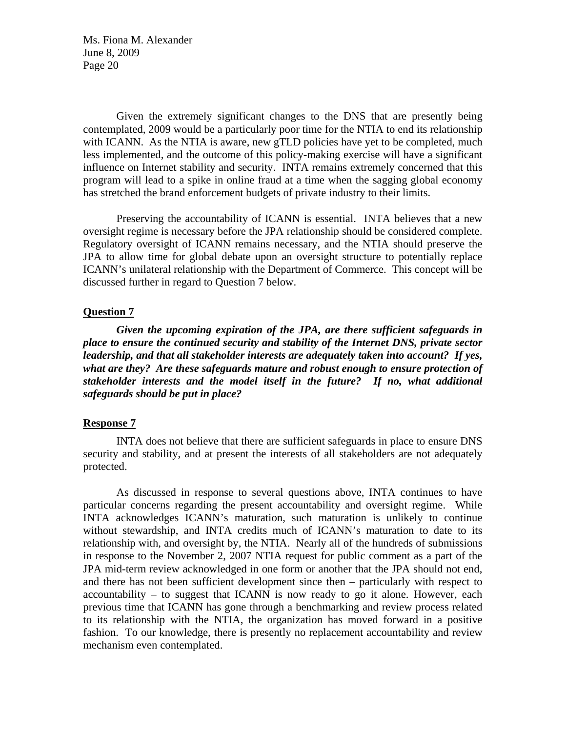Given the extremely significant changes to the DNS that are presently being contemplated, 2009 would be a particularly poor time for the NTIA to end its relationship with ICANN. As the NTIA is aware, new gTLD policies have yet to be completed, much less implemented, and the outcome of this policy-making exercise will have a significant influence on Internet stability and security. INTA remains extremely concerned that this program will lead to a spike in online fraud at a time when the sagging global economy has stretched the brand enforcement budgets of private industry to their limits.

Preserving the accountability of ICANN is essential. INTA believes that a new oversight regime is necessary before the JPA relationship should be considered complete. Regulatory oversight of ICANN remains necessary, and the NTIA should preserve the JPA to allow time for global debate upon an oversight structure to potentially replace ICANN's unilateral relationship with the Department of Commerce. This concept will be discussed further in regard to Question 7 below.

**Question 7**

***Given the upcoming expiration of the JPA, are there sufficient safeguards in place to ensure the continued security and stability of the Internet DNS, private sector leadership, and that all stakeholder interests are adequately taken into account? If yes, what are they? Are these safeguards mature and robust enough to ensure protection of stakeholder interests and the model itself in the future? If no, what additional safeguards should be put in place?***

**Response 7**

INTA does not believe that there are sufficient safeguards in place to ensure DNS security and stability, and at present the interests of all stakeholders are not adequately protected.

As discussed in response to several questions above, INTA continues to have particular concerns regarding the present accountability and oversight regime. While INTA acknowledges ICANN's maturation, such maturation is unlikely to continue without stewardship, and INTA credits much of ICANN's maturation to date to its relationship with, and oversight by, the NTIA. Nearly all of the hundreds of submissions in response to the November 2, 2007 NTIA request for public comment as a part of the JPA mid-term review acknowledged in one form or another that the JPA should not end, and there has not been sufficient development since then – particularly with respect to accountability – to suggest that ICANN is now ready to go it alone. However, each previous time that ICANN has gone through a benchmarking and review process related to its relationship with the NTIA, the organization has moved forward in a positive fashion. To our knowledge, there is presently no replacement accountability and review mechanism even contemplated.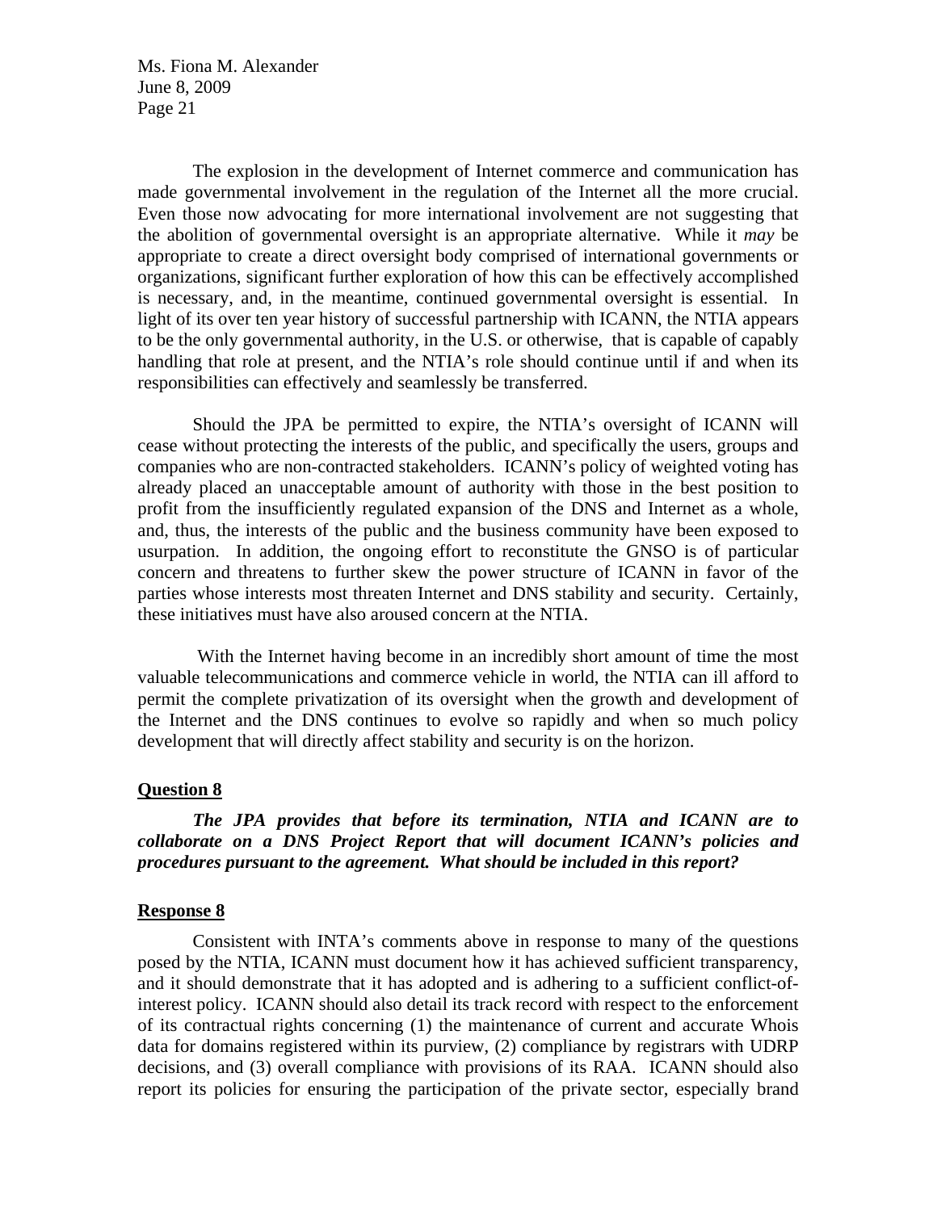The explosion in the development of Internet commerce and communication has made governmental involvement in the regulation of the Internet all the more crucial. Even those now advocating for more international involvement are not suggesting that the abolition of governmental oversight is an appropriate alternative. While it *may* be appropriate to create a direct oversight body comprised of international governments or organizations, significant further exploration of how this can be effectively accomplished is necessary, and, in the meantime, continued governmental oversight is essential. In light of its over ten year history of successful partnership with ICANN, the NTIA appears to be the only governmental authority, in the U.S. or otherwise, that is capable of capably handling that role at present, and the NTIA's role should continue until if and when its responsibilities can effectively and seamlessly be transferred.

Should the JPA be permitted to expire, the NTIA's oversight of ICANN will cease without protecting the interests of the public, and specifically the users, groups and companies who are non-contracted stakeholders. ICANN's policy of weighted voting has already placed an unacceptable amount of authority with those in the best position to profit from the insufficiently regulated expansion of the DNS and Internet as a whole, and, thus, the interests of the public and the business community have been exposed to usurpation. In addition, the ongoing effort to reconstitute the GNSO is of particular concern and threatens to further skew the power structure of ICANN in favor of the parties whose interests most threaten Internet and DNS stability and security. Certainly, these initiatives must have also aroused concern at the NTIA.

With the Internet having become in an incredibly short amount of time the most valuable telecommunications and commerce vehicle in world, the NTIA can ill afford to permit the complete privatization of its oversight when the growth and development of the Internet and the DNS continues to evolve so rapidly and when so much policy development that will directly affect stability and security is on the horizon.

**Question 8**

***The JPA provides that before its termination, NTIA and ICANN are to collaborate on a DNS Project Report that will document ICANN's policies and procedures pursuant to the agreement. What should be included in this report?***

**Response 8**

Consistent with INTA's comments above in response to many of the questions posed by the NTIA, ICANN must document how it has achieved sufficient transparency, and it should demonstrate that it has adopted and is adhering to a sufficient conflict-of-interest policy. ICANN should also detail its track record with respect to the enforcement of its contractual rights concerning (1) the maintenance of current and accurate Whois data for domains registered within its purview, (2) compliance by registrars with UDRP decisions, and (3) overall compliance with provisions of its RAA. ICANN should also report its policies for ensuring the participation of the private sector, especially brand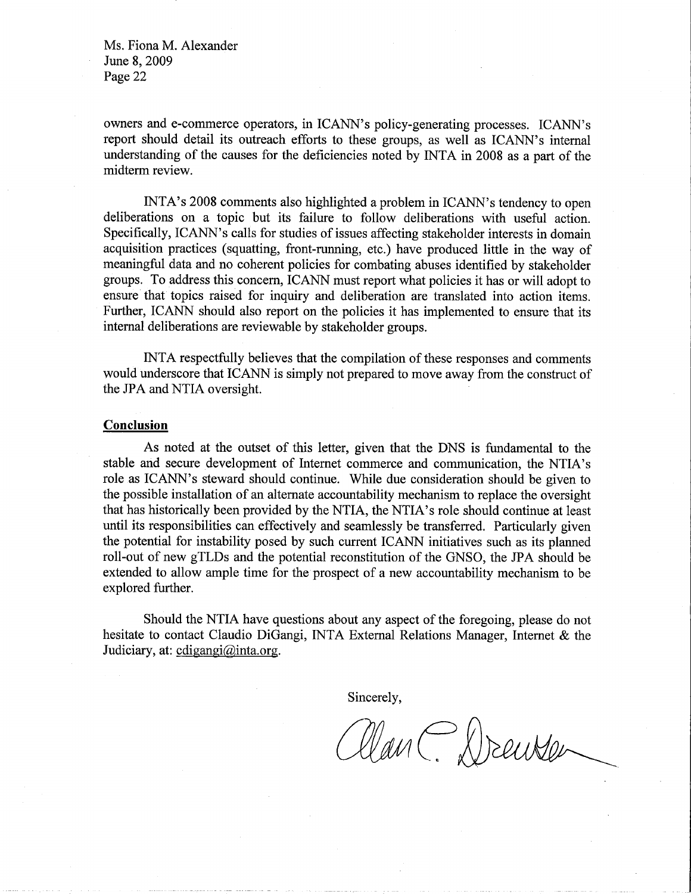owners and e-commerce operators, in ICANN's policy-generating processes. ICANN's report should detail its outreach efforts to these groups, as well as ICANN's internal understanding of the causes for the deficiencies noted by INTA in 2008 as a part of the midterm review.

INTA's 2008 comments also highlighted a problem in ICANN's tendency to open deliberations on a topic but its failure to follow deliberations with useful action. Specifically, ICANN's calls for studies of issues affecting stakeholder interests in domain acquisition practices (squatting, front-running, etc.) have produced little in the way of meaningful data and no coherent policies for combating abuses identified by stakeholder groups. To address this concern, ICANN must report what policies it has or will adopt to ensure that topics raised for inquiry and deliberation are translated into action items. Further, ICANN should also report on the policies it has implemented to ensure that its internal deliberations are reviewable by stakeholder groups.

INTA respectfully believes that the compilation of these responses and comments would underscore that ICANN is simply not prepared to move away from the construct of the JPA and NTIA oversight.

**Conclusion**

As noted at the outset of this letter, given that the DNS is fundamental to the stable and secure development of Internet commerce and communication, the NTIA's role as ICANN's steward should continue. While due consideration should be given to the possible installation of an alternate accountability mechanism to replace the oversight that has historically been provided by the NTIA, the NTIA's role should continue at least until its responsibilities can effectively and seamlessly be transferred. Particularly given the potential for instability posed by such current ICANN initiatives such as its planned roll-out of new gTLDs and the potential reconstitution of the GNSO, the JPA should be extended to allow ample time for the prospect of a new accountability mechanism to be explored further.

Should the NTIA have questions about any aspect of the foregoing, please do not hesitate to contact Claudio DiGangi, INTA External Relations Manager, Internet & the Judiciary, at: cdigangi@inta.org.

Sincerely,

Alan C. Drewsen